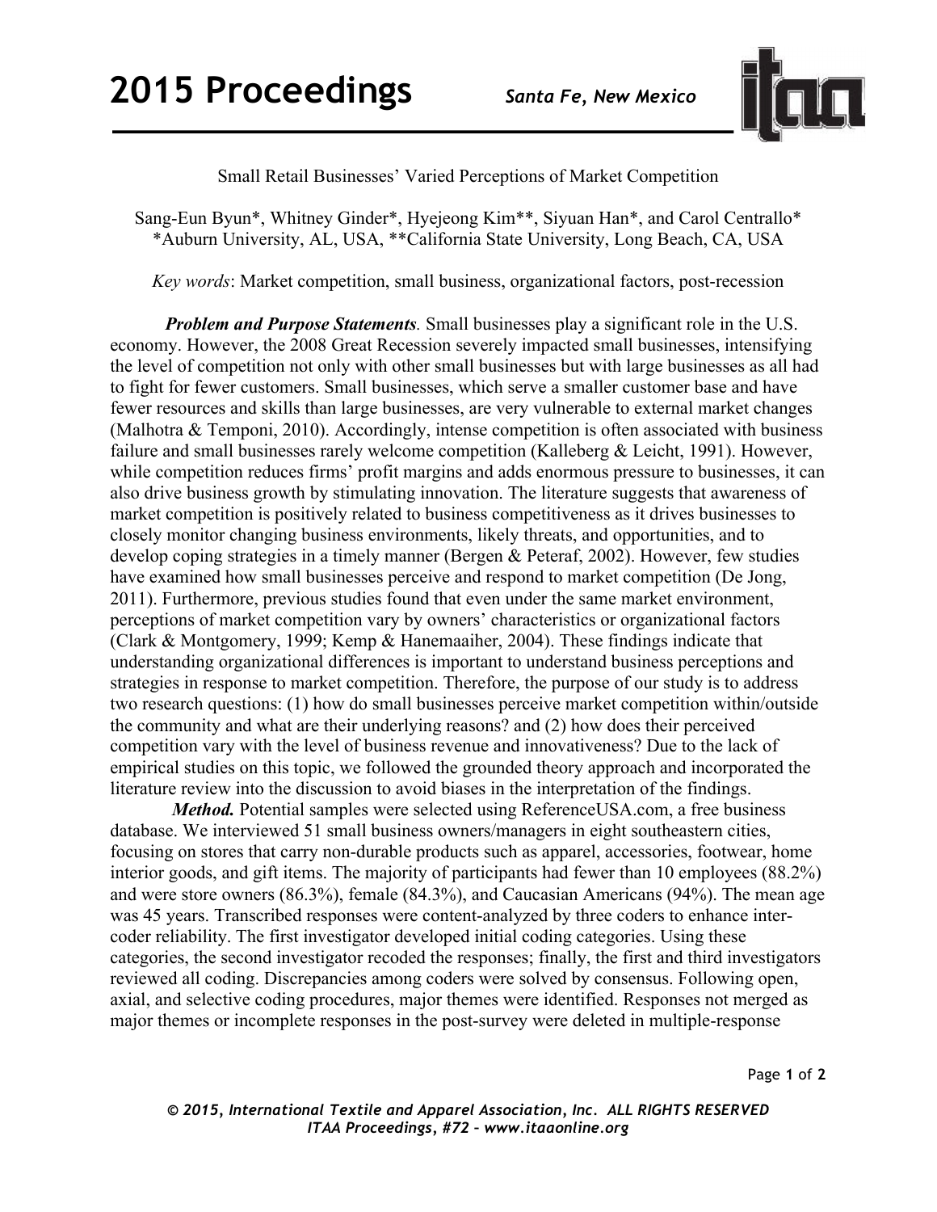# Small Retail Businesses' Varied Perceptions of Market Competition

Sang-Eun Byun*, Whitney Ginder*, Hyejeong Kim**, Siyuan Han*, and Carol Centrallo*
*Auburn University, AL, USA, **California State University, Long Beach, CA, USA

*Key words*: Market competition, small business, organizational factors, post-recession

***Problem and Purpose Statements***. Small businesses play a significant role in the U.S. economy. However, the 2008 Great Recession severely impacted small businesses, intensifying the level of competition not only with other small businesses but with large businesses as all had to fight for fewer customers. Small businesses, which serve a smaller customer base and have fewer resources and skills than large businesses, are very vulnerable to external market changes (Malhotra & Temponi, 2010). Accordingly, intense competition is often associated with business failure and small businesses rarely welcome competition (Kalleberg & Leicht, 1991). However, while competition reduces firms' profit margins and adds enormous pressure to businesses, it can also drive business growth by stimulating innovation. The literature suggests that awareness of market competition is positively related to business competitiveness as it drives businesses to closely monitor changing business environments, likely threats, and opportunities, and to develop coping strategies in a timely manner (Bergen & Peteraf, 2002). However, few studies have examined how small businesses perceive and respond to market competition (De Jong, 2011). Furthermore, previous studies found that even under the same market environment, perceptions of market competition vary by owners' characteristics or organizational factors (Clark & Montgomery, 1999; Kemp & Hanemaaiher, 2004). These findings indicate that understanding organizational differences is important to understand business perceptions and strategies in response to market competition. Therefore, the purpose of our study is to address two research questions: (1) how do small businesses perceive market competition within/outside the community and what are their underlying reasons? and (2) how does their perceived competition vary with the level of business revenue and innovativeness? Due to the lack of empirical studies on this topic, we followed the grounded theory approach and incorporated the literature review into the discussion to avoid biases in the interpretation of the findings.

***Method.*** Potential samples were selected using ReferenceUSA.com, a free business database. We interviewed 51 small business owners/managers in eight southeastern cities, focusing on stores that carry non-durable products such as apparel, accessories, footwear, home interior goods, and gift items. The majority of participants had fewer than 10 employees (88.2%) and were store owners (86.3%), female (84.3%), and Caucasian Americans (94%). The mean age was 45 years. Transcribed responses were content-analyzed by three coders to enhance inter-coder reliability. The first investigator developed initial coding categories. Using these categories, the second investigator recoded the responses; finally, the first and third investigators reviewed all coding. Discrepancies among coders were solved by consensus. Following open, axial, and selective coding procedures, major themes were identified. Responses not merged as major themes or incomplete responses in the post-survey were deleted in multiple-response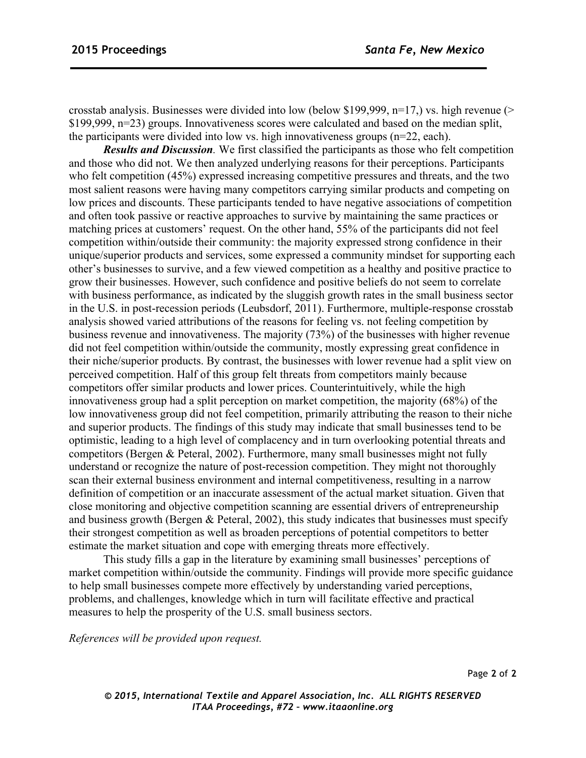crosstab analysis. Businesses were divided into low (below \$199,999, n=17,) vs. high revenue (> \$199,999, n=23) groups. Innovativeness scores were calculated and based on the median split, the participants were divided into low vs. high innovativeness groups (n=22, each).

***Results and Discussion***. We first classified the participants as those who felt competition and those who did not. We then analyzed underlying reasons for their perceptions. Participants who felt competition (45%) expressed increasing competitive pressures and threats, and the two most salient reasons were having many competitors carrying similar products and competing on low prices and discounts. These participants tended to have negative associations of competition and often took passive or reactive approaches to survive by maintaining the same practices or matching prices at customers' request. On the other hand, 55% of the participants did not feel competition within/outside their community: the majority expressed strong confidence in their unique/superior products and services, some expressed a community mindset for supporting each other's businesses to survive, and a few viewed competition as a healthy and positive practice to grow their businesses. However, such confidence and positive beliefs do not seem to correlate with business performance, as indicated by the sluggish growth rates in the small business sector in the U.S. in post-recession periods (Leubsdorf, 2011). Furthermore, multiple-response crosstab analysis showed varied attributions of the reasons for feeling vs. not feeling competition by business revenue and innovativeness. The majority (73%) of the businesses with higher revenue did not feel competition within/outside the community, mostly expressing great confidence in their niche/superior products. By contrast, the businesses with lower revenue had a split view on perceived competition. Half of this group felt threats from competitors mainly because competitors offer similar products and lower prices. Counterintuitively, while the high innovativeness group had a split perception on market competition, the majority (68%) of the low innovativeness group did not feel competition, primarily attributing the reason to their niche and superior products. The findings of this study may indicate that small businesses tend to be optimistic, leading to a high level of complacency and in turn overlooking potential threats and competitors (Bergen & Peteral, 2002). Furthermore, many small businesses might not fully understand or recognize the nature of post-recession competition. They might not thoroughly scan their external business environment and internal competitiveness, resulting in a narrow definition of competition or an inaccurate assessment of the actual market situation. Given that close monitoring and objective competition scanning are essential drivers of entrepreneurship and business growth (Bergen & Peteral, 2002), this study indicates that businesses must specify their strongest competition as well as broaden perceptions of potential competitors to better estimate the market situation and cope with emerging threats more effectively.

This study fills a gap in the literature by examining small businesses' perceptions of market competition within/outside the community. Findings will provide more specific guidance to help small businesses compete more effectively by understanding varied perceptions, problems, and challenges, knowledge which in turn will facilitate effective and practical measures to help the prosperity of the U.S. small business sectors.

*References will be provided upon request.*